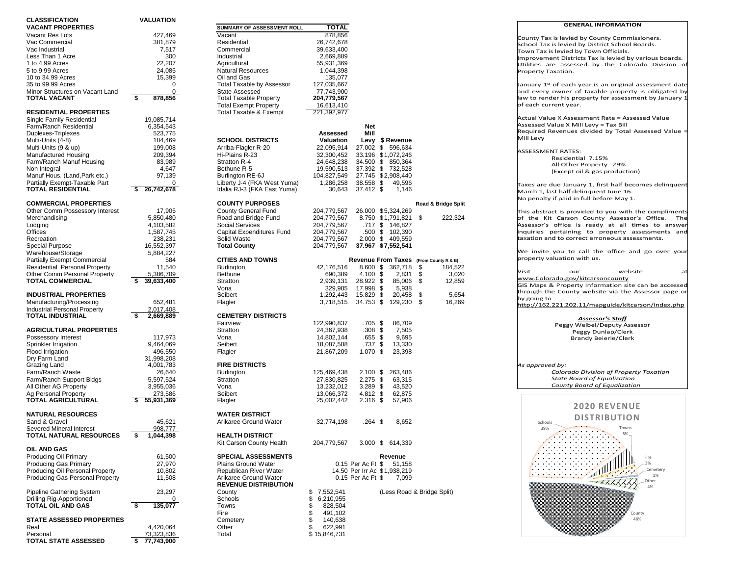| CLASSIFICATION | VALUATION |
|---|---|
| **VACANT PROPERTIES** | |
| Vacant Res Lots | 427,469 |
| Vac Commercial | 381,879 |
| Vac Industrial | 7,517 |
| Less Than 1 Acre | 300 |
| 1 to 4.99 Acres | 22,207 |
| 5 to 9.99 Acres | 24,085 |
| 10 to 34.99 Acres | 15,399 |
| 35 to 99.99 Acres | 0 |
| Minor Structures on Vacant Land | 0 |
| **TOTAL VACANT** | **$ 878,856** |
| **RESIDENTIAL PROPERTIES** | |
| Single Family Residential | 19,085,714 |
| Farm/Ranch Residential | 6,354,543 |
| Duplexes-Triplexes | 523,775 |
| Multi-Units (4-8) | 184,469 |
| Multi-Units (9 & up) | 199,008 |
| Manufactured Housing | 209,394 |
| Farm/Ranch Manuf Housing | 83,989 |
| Non Integral | 4,647 |
| Manuf Hous. (Land,Park,etc.) | 97,139 |
| Partially Exempt-Taxable Part | 0 |
| **TOTAL RESIDENTIAL** | **$ 26,742,678** |
| **COMMERCIAL PROPERTIES** | |
| Other Comm Possessory Interest | 17,905 |
| Merchandising | 5,850,480 |
| Lodging | 4,103,582 |
| Offices | 1,587,745 |
| Recreation | 238,231 |
| Special Purpose | 16,552,397 |
| Warehouse/Storage | 5,884,227 |
| Partially Exempt Commercial | 584 |
| Residential Personal Property | 11,540 |
| Other Comm Personal Property | 5,386,709 |
| **TOTAL COMMERCIAL** | **$ 39,633,400** |
| **INDUSTRIAL PROPERTIES** | |
| Manufacturing/Processing | 652,481 |
| Industrial Personal Property | 2,017,408 |
| **TOTAL INDUSTRIAL** | **$ 2,669,889** |
| **AGRICULTURAL PROPERTIES** | |
| Possessory Interest | 117,973 |
| Sprinkler Irrigation | 9,464,069 |
| Flood Irrigation | 496,550 |
| Dry Farm Land | 31,998,208 |
| Grazing Land | 4,001,783 |
| Farm/Ranch Waste | 26,640 |
| Farm/Ranch Support Bldgs | 5,597,524 |
| All Other AG Property | 3,955,036 |
| Ag Personal Property | 273,586 |
| **TOTAL AGRICULTURAL** | **$ 55,931,369** |
| **NATURAL RESOURCES** | |
| Sand & Gravel | 45,621 |
| Severed Mineral Interest | 998,777 |
| **TOTAL NATURAL RESOURCES** | **$ 1,044,398** |
| **OIL AND GAS** | |
| Producing Oil Primary | 61,500 |
| Producing Gas Primary | 27,970 |
| Producing Oil Personal Property | 10,802 |
| Producing Gas Personal Property | 11,508 |
| Pipeline Gathering System | 23,297 |
| Drilling Rig-Apportioned | 0 |
| **TOTAL OIL AND GAS** | **$ 135,077** |
| **STATE ASSESSED PROPERTIES** | |
| Real | 4,420,064 |
| Personal | 73,323,836 |
| **TOTAL STATE ASSESSED** | **$ 77,743,900** |

| SUMMARY OF ASSESSMENT ROLL | TOTAL |
|---|---|
| Vacant | 878,856 |
| Residential | 26,742,678 |
| Commercial | 39,633,400 |
| Industrial | 2,669,889 |
| Agricultural | 55,931,369 |
| Natural Resources | 1,044,398 |
| Oil and Gas | 135,077 |
| Total Taxable by Assessor | 127,035,667 |
| State Assessed | 77,743,900 |
| Total Taxable Property | 204,779,567 |
| Total Exempt Property | 16,613,410 |
| Total Taxable & Exempt | 221,392,977 |

| | Assessed Valuation | Net Mill Levy | $ Revenue | Road & Bridge Split |
|---|---|---|---|---|
| **SCHOOL DISTRICTS** | | | | |
| Arriba-Flagler R-20 | 22,095,914 | 27.002 | $ 596,634 | |
| Hi-Plains R-23 | 32,300,452 | 33.196 | $1,072,246 | |
| Stratton R-4 | 24,648,238 | 34.500 | $ 850,364 | |
| Bethune R-5 | 19,590,513 | 37.392 | $ 732,528 | |
| Burlington RE-6J | 104,827,549 | 27.745 | $2,908,440 | |
| Liberty J-4 (FKA West Yuma) | 1,286,258 | 38.558 | $ 49,596 | |
| Idalia RJ-3 (FKA East Yuma) | 30,643 | 37.412 | $ 1,146 | |
| **COUNTY PURPOSES** | | | | **Road & Bridge Split** |
| County General Fund | 204,779,567 | 26.000 | $5,324,269 | |
| Road and Bridge Fund | 204,779,567 | 8.750 | $1,791,821 | $ 222,324 |
| Social Services | 204,779,567 | .717 | $ 146,827 | |
| Capital Expenditures Fund | 204,779,567 | .500 | $ 102,390 | |
| Solid Waste | 204,779,567 | 2.000 | $ 409,559 | |
| **Total County** | 204,779,567 | **37.967** | **$7,552,541** | |
| **CITIES AND TOWNS** | | | **Revenue From Taxes** | **(From County R & B)** |
| Burlington | 42,176,516 | 8.600 | $ 362,718 | $ 184,522 |
| Bethune | 690,389 | 4.100 | $ 2,831 | $ 3,020 |
| Stratton | 2,939,131 | 28.922 | $ 85,006 | $ 12,859 |
| Vona | 329,905 | 17.998 | $ 5,938 | |
| Seibert | 1,292,443 | 15.829 | $ 20,458 | $ 5,654 |
| Flagler | 3,718,515 | 34.753 | $ 129,230 | $ 16,269 |
| **CEMETERY DISTRICTS** | | | | |
| Fairview | 122,990,837 | .705 | $ 86,709 | |
| Stratton | 24,367,938 | .308 | $ 7,505 | |
| Vona | 14,802,144 | .655 | $ 9,695 | |
| Seibert | 18,087,508 | .737 | $ 13,330 | |
| Flagler | 21,867,209 | 1.070 | $ 23,398 | |
| **FIRE DISTRICTS** | | | | |
| Burlington | 125,469,438 | 2.100 | $ 263,486 | |
| Stratton | 27,830,825 | 2.275 | $ 63,315 | |
| Vona | 13,232,012 | 3.289 | $ 43,520 | |
| Seibert | 13,066,372 | 4.812 | $ 62,875 | |
| Flagler | 25,002,442 | 2.316 | $ 57,906 | |
| **WATER DISTRICT** | | | | |
| Arikaree Ground Water | 32,774,198 | .264 | $ 8,652 | |
| **HEALTH DISTRICT** | | | | |
| Kit Carson County Health | 204,779,567 | 3.000 | $ 614,339 | |
| **SPECIAL ASSESSMENTS** | | | **Revenue** | |
| Plains Ground Water | | 0.15 Per Ac Ft | $ 51,158 | |
| Republican River Water | | 14.50 Per Irr Ac | $1,938,219 | |
| Arikaree Ground Water | | 0.15 Per Ac Ft | $ 7,099 | |

| REVENUE DISTRIBUTION | |
|---|---|
| County | $ 7,552,541 (Less Road & Bridge Split) |
| Schools | $ 6,210,955 |
| Towns | $ 828,504 |
| Fire | $ 491,102 |
| Cemetery | $ 140,638 |
| Other | $ 622,991 |
| Total | $ 15,846,731 |

## GENERAL INFORMATION

County Tax is levied by County Commissioners.
School Tax is levied by District School Boards.
Town Tax is levied by Town Officials.
Improvement Districts Tax is levied by various boards.
Utilities are assessed by the Colorado Division of Property Taxation.

January 1st of each year is an original assessment date and every owner of taxable property is obligated by law to render his property for assessment by January 1 of each current year.

Actual Value X Assessment Rate = Assessed Value
Assessed Value X Mill Levy = Tax Bill
Required Revenues divided by Total Assessed Value = Mill Levy

ASSESSMENT RATES:
- Residential 7.15%
- All Other Property 29%
- (Except oil & gas production)

Taxes are due January 1, first half becomes delinquent March 1, last half delinquent June 16.
No penalty if paid in full before May 1.

This abstract is provided to you with the compliments of the Kit Carson County Assessor's Office. The Assessor's office is ready at all times to answer inquiries pertaining to property assessments and taxation and to correct erroneous assessments.

We invite you to call the office and go over your property valuation with us.

Visit our website at www.Colorado.gov/kitcarsoncounty
GIS Maps & Property Information site can be accessed through the County website via the Assessor page or by going to
http://162.221.202.11/mapguide/kitcarson/index.php

***Assessor's Staff***
Peggy Weibel/Deputy Assessor
Peggy Dunlap/Clerk
Brandy Beierle/Clerk

*As approved by:*
*Colorado Division of Property Taxation*
*State Board of Equalization*
*County Board of Equalization*

**2020 REVENUE DISTRIBUTION**

Schools 39%
Towns 5%
Fire 3%
Cemetery 1%
Other 4%
County 48%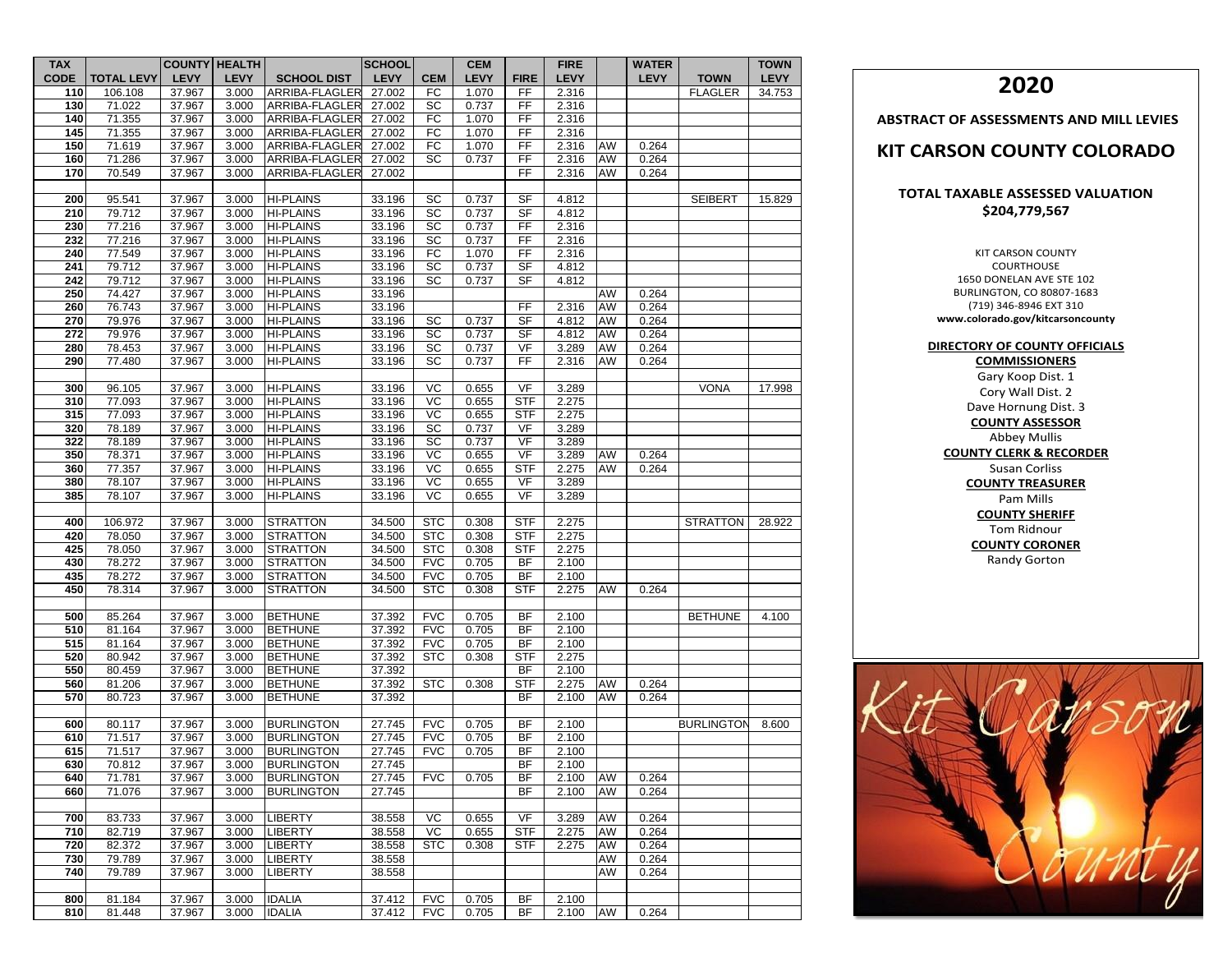| TAX CODE | TOTAL LEVY | COUNTY LEVY | HEALTH LEVY | SCHOOL DIST | SCHOOL LEVY | CEM | CEM LEVY | FIRE | FIRE LEVY | | WATER LEVY | TOWN | TOWN LEVY |
|---|---|---|---|---|---|---|---|---|---|---|---|---|---|
| 110 | 106.108 | 37.967 | 3.000 | ARRIBA-FLAGLER | 27.002 | FC | 1.070 | FF | 2.316 | | | FLAGLER | 34.753 |
| 130 | 71.022 | 37.967 | 3.000 | ARRIBA-FLAGLER | 27.002 | SC | 0.737 | FF | 2.316 | | | | |
| 140 | 71.355 | 37.967 | 3.000 | ARRIBA-FLAGLER | 27.002 | FC | 1.070 | FF | 2.316 | | | | |
| 145 | 71.355 | 37.967 | 3.000 | ARRIBA-FLAGLER | 27.002 | FC | 1.070 | FF | 2.316 | | | | |
| 150 | 71.619 | 37.967 | 3.000 | ARRIBA-FLAGLER | 27.002 | FC | 1.070 | FF | 2.316 | AW | 0.264 | | |
| 160 | 71.286 | 37.967 | 3.000 | ARRIBA-FLAGLER | 27.002 | SC | 0.737 | FF | 2.316 | AW | 0.264 | | |
| 170 | 70.549 | 37.967 | 3.000 | ARRIBA-FLAGLER | 27.002 | | | FF | 2.316 | AW | 0.264 | | |
| | | | | | | | | | | | | | |
| 200 | 95.541 | 37.967 | 3.000 | HI-PLAINS | 33.196 | SC | 0.737 | SF | 4.812 | | | SEIBERT | 15.829 |
| 210 | 79.712 | 37.967 | 3.000 | HI-PLAINS | 33.196 | SC | 0.737 | SF | 4.812 | | | | |
| 230 | 77.216 | 37.967 | 3.000 | HI-PLAINS | 33.196 | SC | 0.737 | FF | 2.316 | | | | |
| 232 | 77.216 | 37.967 | 3.000 | HI-PLAINS | 33.196 | SC | 0.737 | FF | 2.316 | | | | |
| 240 | 77.549 | 37.967 | 3.000 | HI-PLAINS | 33.196 | FC | 1.070 | FF | 2.316 | | | | |
| 241 | 79.712 | 37.967 | 3.000 | HI-PLAINS | 33.196 | SC | 0.737 | SF | 4.812 | | | | |
| 242 | 79.712 | 37.967 | 3.000 | HI-PLAINS | 33.196 | SC | 0.737 | SF | 4.812 | | | | |
| 250 | 74.427 | 37.967 | 3.000 | HI-PLAINS | 33.196 | | | | | AW | 0.264 | | |
| 260 | 76.743 | 37.967 | 3.000 | HI-PLAINS | 33.196 | | | FF | 2.316 | AW | 0.264 | | |
| 270 | 79.976 | 37.967 | 3.000 | HI-PLAINS | 33.196 | SC | 0.737 | SF | 4.812 | AW | 0.264 | | |
| 272 | 79.976 | 37.967 | 3.000 | HI-PLAINS | 33.196 | SC | 0.737 | SF | 4.812 | AW | 0.264 | | |
| 280 | 78.453 | 37.967 | 3.000 | HI-PLAINS | 33.196 | SC | 0.737 | VF | 3.289 | AW | 0.264 | | |
| 290 | 77.480 | 37.967 | 3.000 | HI-PLAINS | 33.196 | SC | 0.737 | FF | 2.316 | AW | 0.264 | | |
| | | | | | | | | | | | | | |
| 300 | 96.105 | 37.967 | 3.000 | HI-PLAINS | 33.196 | VC | 0.655 | VF | 3.289 | | | VONA | 17.998 |
| 310 | 77.093 | 37.967 | 3.000 | HI-PLAINS | 33.196 | VC | 0.655 | STF | 2.275 | | | | |
| 315 | 77.093 | 37.967 | 3.000 | HI-PLAINS | 33.196 | VC | 0.655 | STF | 2.275 | | | | |
| 320 | 78.189 | 37.967 | 3.000 | HI-PLAINS | 33.196 | SC | 0.737 | VF | 3.289 | | | | |
| 322 | 78.189 | 37.967 | 3.000 | HI-PLAINS | 33.196 | SC | 0.737 | VF | 3.289 | | | | |
| 350 | 78.371 | 37.967 | 3.000 | HI-PLAINS | 33.196 | VC | 0.655 | VF | 3.289 | AW | 0.264 | | |
| 360 | 77.357 | 37.967 | 3.000 | HI-PLAINS | 33.196 | VC | 0.655 | STF | 2.275 | AW | 0.264 | | |
| 380 | 78.107 | 37.967 | 3.000 | HI-PLAINS | 33.196 | VC | 0.655 | VF | 3.289 | | | | |
| 385 | 78.107 | 37.967 | 3.000 | HI-PLAINS | 33.196 | VC | 0.655 | VF | 3.289 | | | | |
| | | | | | | | | | | | | | |
| 400 | 106.972 | 37.967 | 3.000 | STRATTON | 34.500 | STC | 0.308 | STF | 2.275 | | | STRATTON | 28.922 |
| 420 | 78.050 | 37.967 | 3.000 | STRATTON | 34.500 | STC | 0.308 | STF | 2.275 | | | | |
| 425 | 78.050 | 37.967 | 3.000 | STRATTON | 34.500 | STC | 0.308 | STF | 2.275 | | | | |
| 430 | 78.272 | 37.967 | 3.000 | STRATTON | 34.500 | FVC | 0.705 | BF | 2.100 | | | | |
| 435 | 78.272 | 37.967 | 3.000 | STRATTON | 34.500 | FVC | 0.705 | BF | 2.100 | | | | |
| 450 | 78.314 | 37.967 | 3.000 | STRATTON | 34.500 | STC | 0.308 | STF | 2.275 | AW | 0.264 | | |
| | | | | | | | | | | | | | |
| 500 | 85.264 | 37.967 | 3.000 | BETHUNE | 37.392 | FVC | 0.705 | BF | 2.100 | | | BETHUNE | 4.100 |
| 510 | 81.164 | 37.967 | 3.000 | BETHUNE | 37.392 | FVC | 0.705 | BF | 2.100 | | | | |
| 515 | 81.164 | 37.967 | 3.000 | BETHUNE | 37.392 | FVC | 0.705 | BF | 2.100 | | | | |
| 520 | 80.942 | 37.967 | 3.000 | BETHUNE | 37.392 | STC | 0.308 | STF | 2.275 | | | | |
| 550 | 80.459 | 37.967 | 3.000 | BETHUNE | 37.392 | | | BF | 2.100 | | | | |
| 560 | 81.206 | 37.967 | 3.000 | BETHUNE | 37.392 | STC | 0.308 | STF | 2.275 | AW | 0.264 | | |
| 570 | 80.723 | 37.967 | 3.000 | BETHUNE | 37.392 | | | BF | 2.100 | AW | 0.264 | | |
| | | | | | | | | | | | | | |
| 600 | 80.117 | 37.967 | 3.000 | BURLINGTON | 27.745 | FVC | 0.705 | BF | 2.100 | | | BURLINGTON | 8.600 |
| 610 | 71.517 | 37.967 | 3.000 | BURLINGTON | 27.745 | FVC | 0.705 | BF | 2.100 | | | | |
| 615 | 71.517 | 37.967 | 3.000 | BURLINGTON | 27.745 | FVC | 0.705 | BF | 2.100 | | | | |
| 630 | 70.812 | 37.967 | 3.000 | BURLINGTON | 27.745 | | | BF | 2.100 | | | | |
| 640 | 71.781 | 37.967 | 3.000 | BURLINGTON | 27.745 | FVC | 0.705 | BF | 2.100 | AW | 0.264 | | |
| 660 | 71.076 | 37.967 | 3.000 | BURLINGTON | 27.745 | | | BF | 2.100 | AW | 0.264 | | |
| | | | | | | | | | | | | | |
| 700 | 83.733 | 37.967 | 3.000 | LIBERTY | 38.558 | VC | 0.655 | VF | 3.289 | AW | 0.264 | | |
| 710 | 82.719 | 37.967 | 3.000 | LIBERTY | 38.558 | VC | 0.655 | STF | 2.275 | AW | 0.264 | | |
| 720 | 82.372 | 37.967 | 3.000 | LIBERTY | 38.558 | STC | 0.308 | STF | 2.275 | AW | 0.264 | | |
| 730 | 79.789 | 37.967 | 3.000 | LIBERTY | 38.558 | | | | | AW | 0.264 | | |
| 740 | 79.789 | 37.967 | 3.000 | LIBERTY | 38.558 | | | | | AW | 0.264 | | |
| | | | | | | | | | | | | | |
| 800 | 81.184 | 37.967 | 3.000 | IDALIA | 37.412 | FVC | 0.705 | BF | 2.100 | | | | |
| 810 | 81.448 | 37.967 | 3.000 | IDALIA | 37.412 | FVC | 0.705 | BF | 2.100 | AW | 0.264 | | |

# 2020

## ABSTRACT OF ASSESSMENTS AND MILL LEVIES

# KIT CARSON COUNTY COLORADO

### TOTAL TAXABLE ASSESSED VALUATION
### $204,779,567

KIT CARSON COUNTY
COURTHOUSE
1650 DONELAN AVE STE 102
BURLINGTON, CO 80807-1683
(719) 346-8946 EXT 310
**www.colorado.gov/kitcarsoncounty**

**DIRECTORY OF COUNTY OFFICIALS**

**COMMISSIONERS**
Gary Koop Dist. 1
Cory Wall Dist. 2
Dave Hornung Dist. 3

**COUNTY ASSESSOR**
Abbey Mullis

**COUNTY CLERK & RECORDER**
Susan Corliss

**COUNTY TREASURER**
Pam Mills

**COUNTY SHERIFF**
Tom Ridnour

**COUNTY CORONER**
Randy Gorton

Kit Carson County